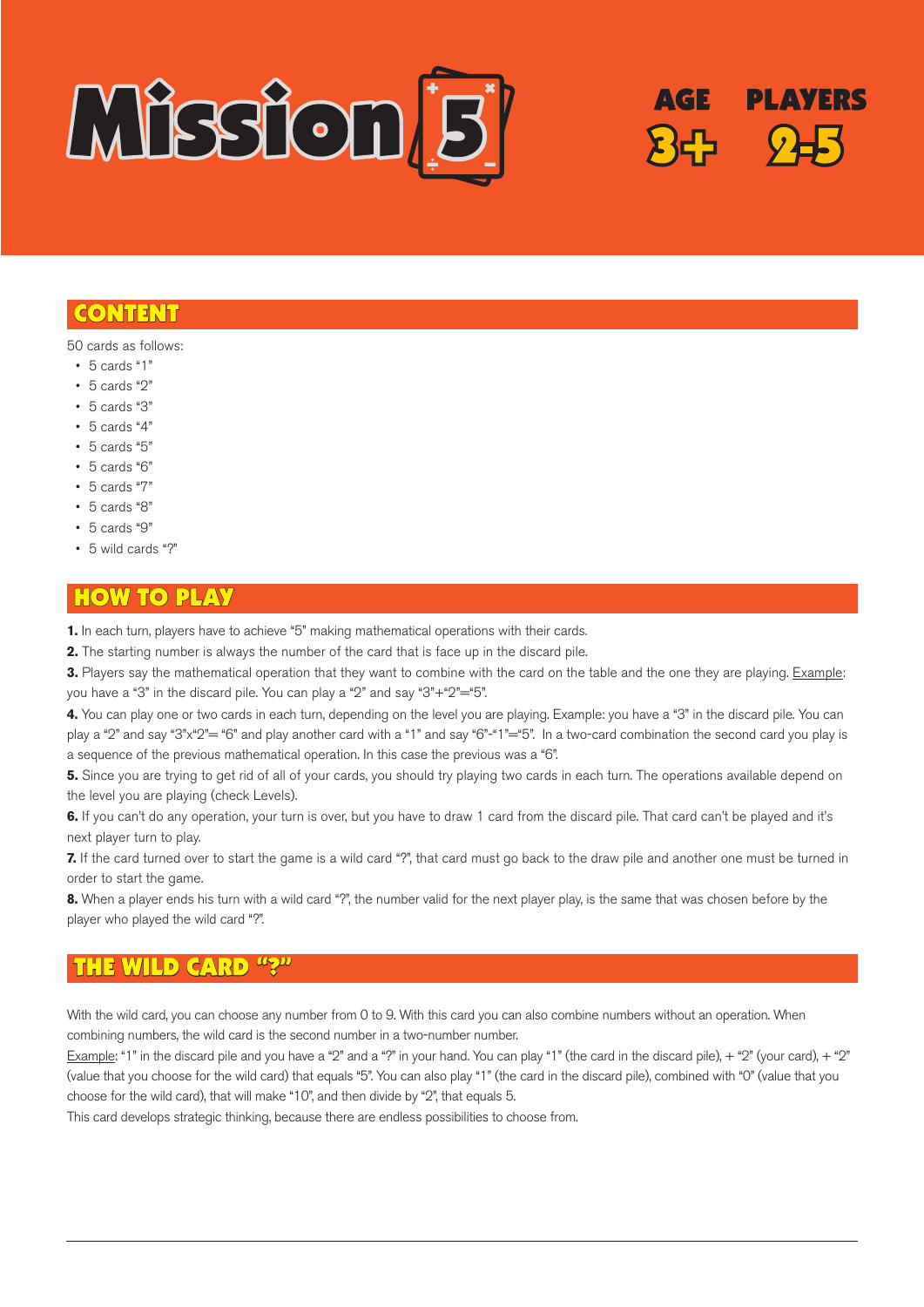# Mission 5

AGE 3+ PLAYERS 2-5

## CONTENT

50 cards as follows:

- 5 cards "1"
- 5 cards "2"
- 5 cards "3"
- 5 cards "4"
- 5 cards "5"
- 5 cards "6"
- 5 cards "7"
- 5 cards "8"
- 5 cards "9"
- 5 wild cards "?"

## HOW TO PLAY

**1.** In each turn, players have to achieve "5" making mathematical operations with their cards.

**2.** The starting number is always the number of the card that is face up in the discard pile.

**3.** Players say the mathematical operation that they want to combine with the card on the table and the one they are playing. Example: you have a "3" in the discard pile. You can play a "2" and say "3"+"2"="5".

**4.** You can play one or two cards in each turn, depending on the level you are playing. Example: you have a "3" in the discard pile. You can play a "2" and say "3"x"2"= "6" and play another card with a "1" and say "6"-"1"="5". In a two-card combination the second card you play is a sequence of the previous mathematical operation. In this case the previous was a "6".

**5.** Since you are trying to get rid of all of your cards, you should try playing two cards in each turn. The operations available depend on the level you are playing (check Levels).

**6.** If you can't do any operation, your turn is over, but you have to draw 1 card from the discard pile. That card can't be played and it's next player turn to play.

**7.** If the card turned over to start the game is a wild card "?", that card must go back to the draw pile and another one must be turned in order to start the game.

**8.** When a player ends his turn with a wild card "?", the number valid for the next player play, is the same that was chosen before by the player who played the wild card "?".

## THE WILD CARD "?"

With the wild card, you can choose any number from 0 to 9. With this card you can also combine numbers without an operation. When combining numbers, the wild card is the second number in a two-number number.

Example: "1" in the discard pile and you have a "2" and a "?" in your hand. You can play "1" (the card in the discard pile), + "2" (your card), + "2" (value that you choose for the wild card) that equals "5". You can also play "1" (the card in the discard pile), combined with "0" (value that you choose for the wild card), that will make "10", and then divide by "2", that equals 5.

This card develops strategic thinking, because there are endless possibilities to choose from.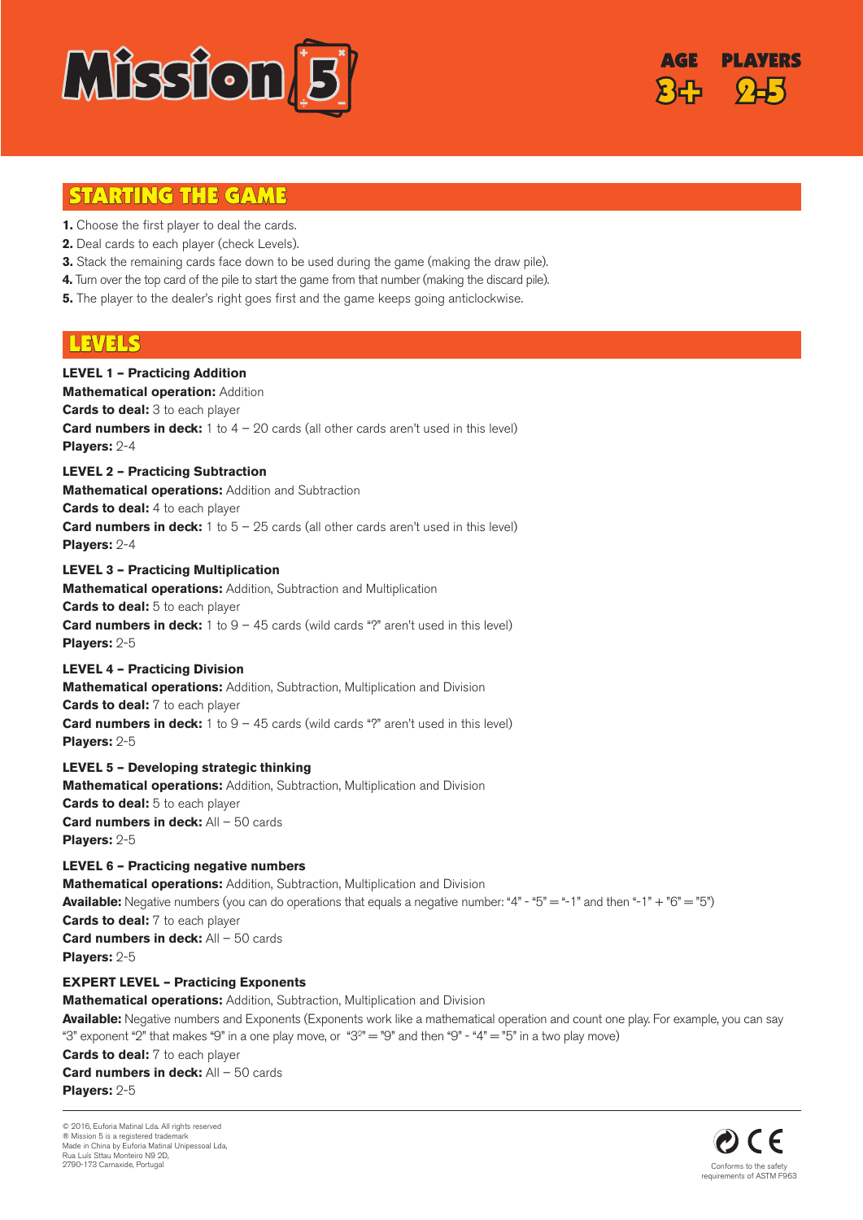# Mission 5

**AGE** 3+ **PLAYERS** 2-5

## STARTING THE GAME

1. Choose the first player to deal the cards.
2. Deal cards to each player (check Levels).
3. Stack the remaining cards face down to be used during the game (making the draw pile).
4. Turn over the top card of the pile to start the game from that number (making the discard pile).
5. The player to the dealer's right goes first and the game keeps going anticlockwise.

## LEVELS

**LEVEL 1 – Practicing Addition**
**Mathematical operation:** Addition
**Cards to deal:** 3 to each player
**Card numbers in deck:** 1 to 4 – 20 cards (all other cards aren't used in this level)
**Players:** 2-4

**LEVEL 2 – Practicing Subtraction**
**Mathematical operations:** Addition and Subtraction
**Cards to deal:** 4 to each player
**Card numbers in deck:** 1 to 5 – 25 cards (all other cards aren't used in this level)
**Players:** 2-4

**LEVEL 3 – Practicing Multiplication**
**Mathematical operations:** Addition, Subtraction and Multiplication
**Cards to deal:** 5 to each player
**Card numbers in deck:** 1 to 9 – 45 cards (wild cards "?" aren't used in this level)
**Players:** 2-5

**LEVEL 4 – Practicing Division**
**Mathematical operations:** Addition, Subtraction, Multiplication and Division
**Cards to deal:** 7 to each player
**Card numbers in deck:** 1 to 9 – 45 cards (wild cards "?" aren't used in this level)
**Players:** 2-5

**LEVEL 5 – Developing strategic thinking**
**Mathematical operations:** Addition, Subtraction, Multiplication and Division
**Cards to deal:** 5 to each player
**Card numbers in deck:** All – 50 cards
**Players:** 2-5

**LEVEL 6 – Practicing negative numbers**
**Mathematical operations:** Addition, Subtraction, Multiplication and Division
**Available:** Negative numbers (you can do operations that equals a negative number: "4" - "5" = "-1" and then "-1" + "6" = "5")
**Cards to deal:** 7 to each player
**Card numbers in deck:** All – 50 cards
**Players:** 2-5

**EXPERT LEVEL – Practicing Exponents**
**Mathematical operations:** Addition, Subtraction, Multiplication and Division
**Available:** Negative numbers and Exponents (Exponents work like a mathematical operation and count one play. For example, you can say "3" exponent "2" that makes "9" in a one play move, or "$3^2$" = "9" and then "9" - "4" = "5" in a two play move)
**Cards to deal:** 7 to each player
**Card numbers in deck:** All – 50 cards
**Players:** 2-5

© 2016, Euforia Matinal Lda. All rights reserved
® Mission 5 is a registered trademark
Made in China by Euforia Matinal Unipessoal Lda,
Rua Luís Sttau Monteiro N9 2D,
2790-173 Carnaxide, Portugal

Conforms to the safety requirements of ASTM F963